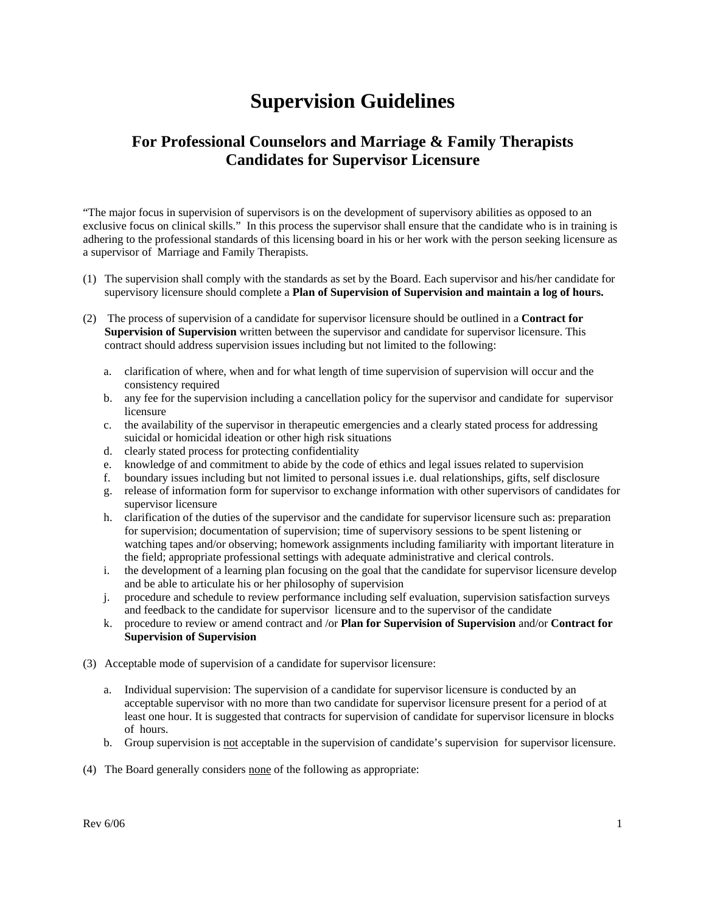# Supervision Guidelines

## For Professional Counselors and Marriage & Family Therapists Candidates for Supervisor Licensure

"The major focus in supervision of supervisors is on the development of supervisory abilities as opposed to an exclusive focus on clinical skills." In this process the supervisor shall ensure that the candidate who is in training is adhering to the professional standards of this licensing board in his or her work with the person seeking licensure as a supervisor of Marriage and Family Therapists.

(1) The supervision shall comply with the standards as set by the Board. Each supervisor and his/her candidate for supervisory licensure should complete a **Plan of Supervision of Supervision and maintain a log of hours.**

(2) The process of supervision of a candidate for supervisor licensure should be outlined in a **Contract for Supervision of Supervision** written between the supervisor and candidate for supervisor licensure. This contract should address supervision issues including but not limited to the following:

   a. clarification of where, when and for what length of time supervision of supervision will occur and the consistency required
   b. any fee for the supervision including a cancellation policy for the supervisor and candidate for supervisor licensure
   c. the availability of the supervisor in therapeutic emergencies and a clearly stated process for addressing suicidal or homicidal ideation or other high risk situations
   d. clearly stated process for protecting confidentiality
   e. knowledge of and commitment to abide by the code of ethics and legal issues related to supervision
   f. boundary issues including but not limited to personal issues i.e. dual relationships, gifts, self disclosure
   g. release of information form for supervisor to exchange information with other supervisors of candidates for supervisor licensure
   h. clarification of the duties of the supervisor and the candidate for supervisor licensure such as: preparation for supervision; documentation of supervision; time of supervisory sessions to be spent listening or watching tapes and/or observing; homework assignments including familiarity with important literature in the field; appropriate professional settings with adequate administrative and clerical controls.
   i. the development of a learning plan focusing on the goal that the candidate for supervisor licensure develop and be able to articulate his or her philosophy of supervision
   j. procedure and schedule to review performance including self evaluation, supervision satisfaction surveys and feedback to the candidate for supervisor licensure and to the supervisor of the candidate
   k. procedure to review or amend contract and /or **Plan for Supervision of Supervision** and/or **Contract for Supervision of Supervision**

(3) Acceptable mode of supervision of a candidate for supervisor licensure:

   a. Individual supervision: The supervision of a candidate for supervisor licensure is conducted by an acceptable supervisor with no more than two candidate for supervisor licensure present for a period of at least one hour. It is suggested that contracts for supervision of candidate for supervisor licensure in blocks of hours.
   b. Group supervision is <u>not</u> acceptable in the supervision of candidate's supervision for supervisor licensure.

(4) The Board generally considers <u>none</u> of the following as appropriate: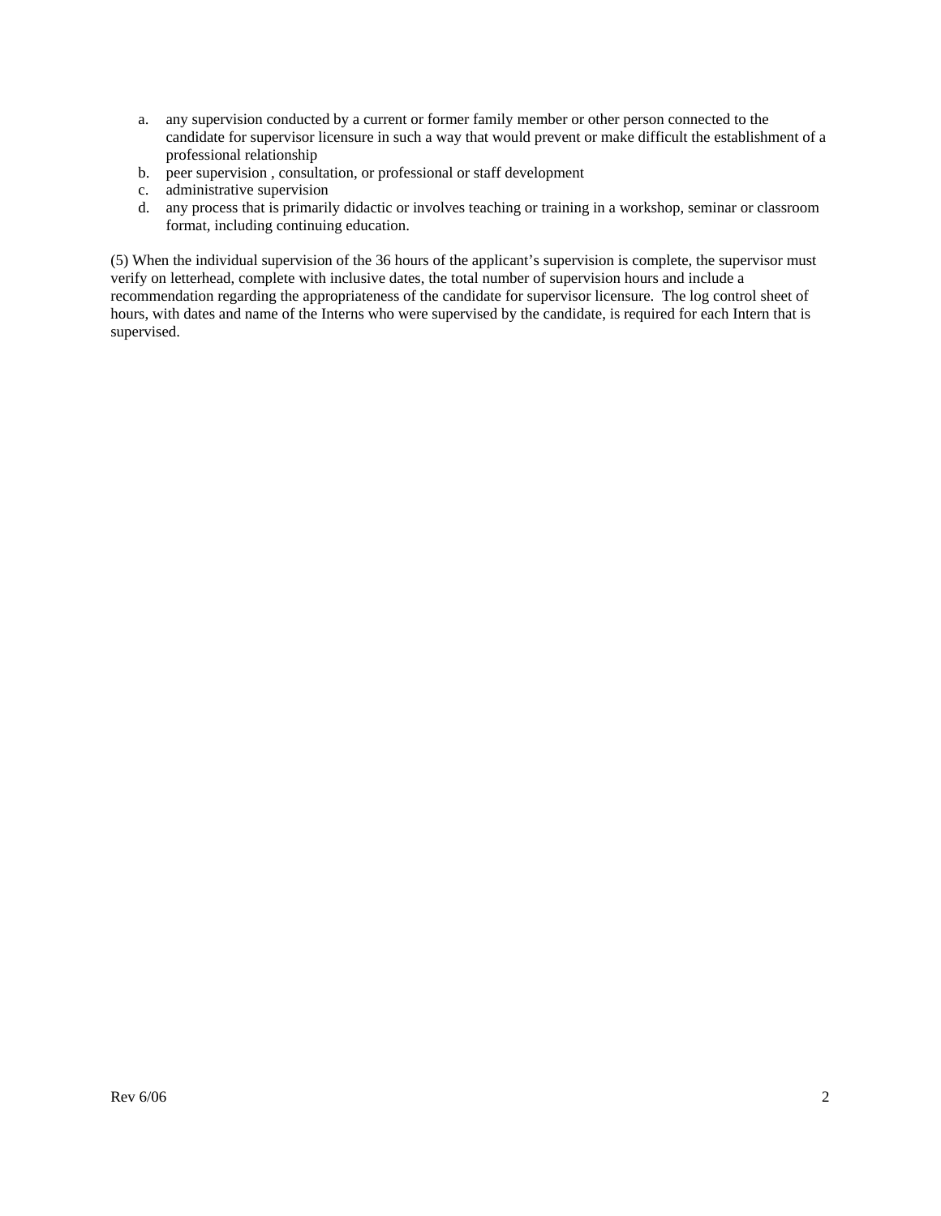a. any supervision conducted by a current or former family member or other person connected to the candidate for supervisor licensure in such a way that would prevent or make difficult the establishment of a professional relationship
b. peer supervision , consultation, or professional or staff development
c. administrative supervision
d. any process that is primarily didactic or involves teaching or training in a workshop, seminar or classroom format, including continuing education.

(5) When the individual supervision of the 36 hours of the applicant's supervision is complete, the supervisor must verify on letterhead, complete with inclusive dates, the total number of supervision hours and include a recommendation regarding the appropriateness of the candidate for supervisor licensure. The log control sheet of hours, with dates and name of the Interns who were supervised by the candidate, is required for each Intern that is supervised.